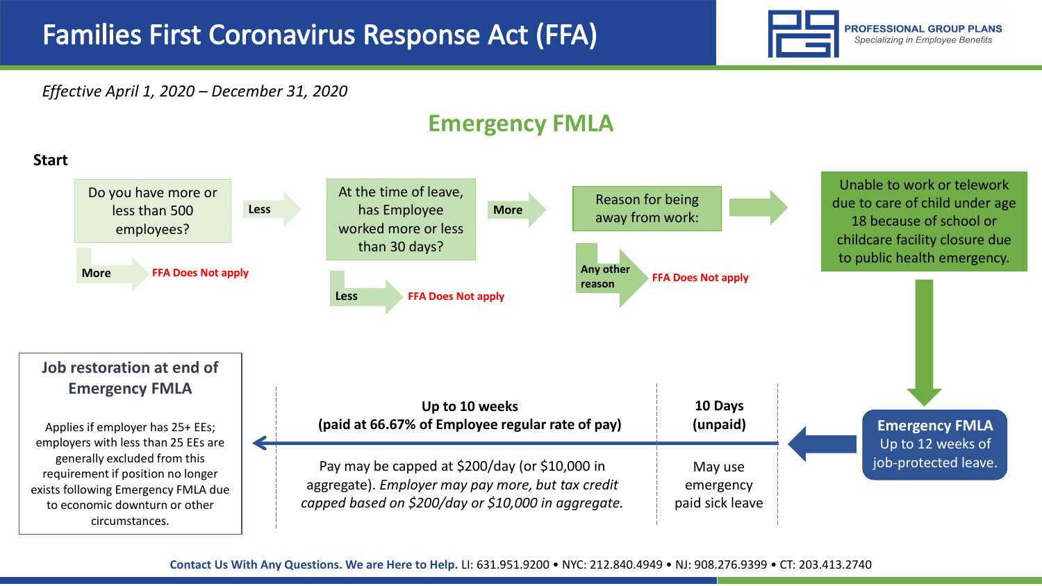# Families First Coronavirus Response Act (FFA)

*Effective April 1, 2020 – December 31, 2020*

## Emergency FMLA

**Start**

Do you have more or less than 500 employees?

- **More** → FFA Does Not apply
- **Less** → At the time of leave, has Employee worked more or less than 30 days?
  - **Less** → FFA Does Not apply
  - **More** → Reason for being away from work:
    - **Any other reason** → FFA Does Not apply
    - Unable to work or telework due to care of child under age 18 because of school or childcare facility closure due to public health emergency.

**Emergency FMLA**
Up to 12 weeks of job-protected leave.

**10 Days (unpaid)**

May use emergency paid sick leave

**Up to 10 weeks (paid at 66.67% of Employee regular rate of pay)**

Pay may be capped at $200/day (or $10,000 in aggregate). *Employer may pay more, but tax credit capped based on $200/day or $10,000 in aggregate.*

### Job restoration at end of Emergency FMLA

Applies if employer has 25+ EEs; employers with less than 25 EEs are generally excluded from this requirement if position no longer exists following Emergency FMLA due to economic downturn or other circumstances.

**Contact Us With Any Questions. We are Here to Help.** LI: 631.951.9200 • NYC: 212.840.4949 • NJ: 908.276.9399 • CT: 203.413.2740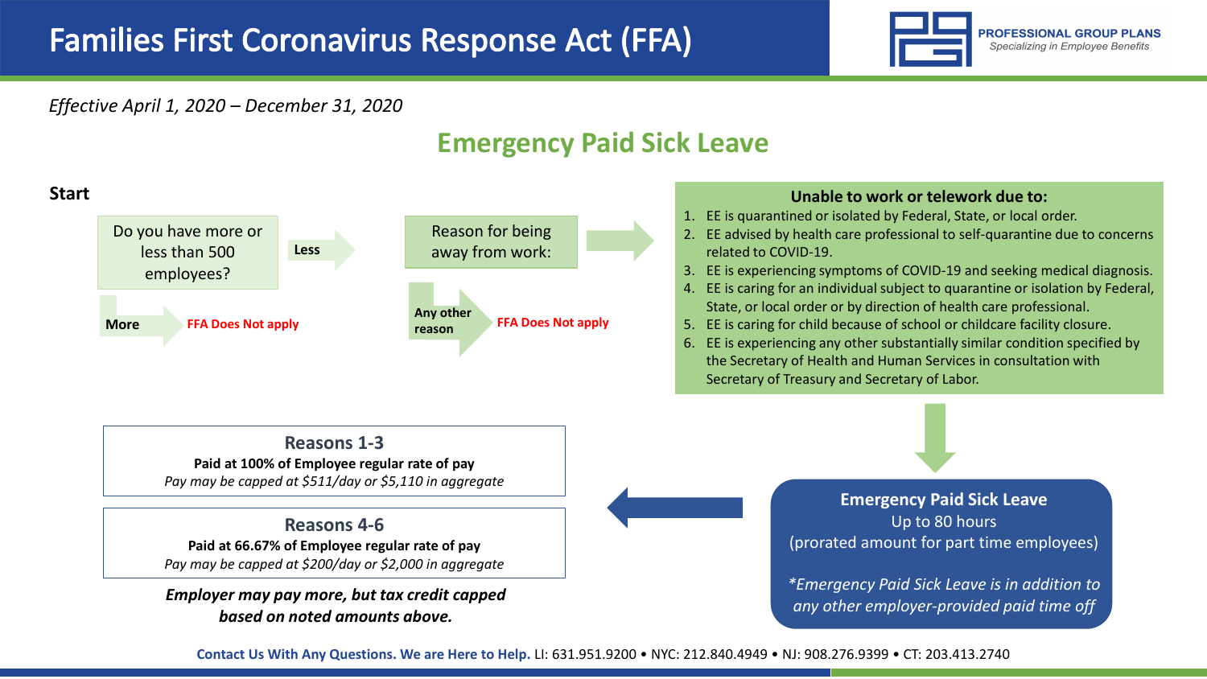# Families First Coronavirus Response Act (FFA)

PROFESSIONAL GROUP PLANS
*Specializing in Employee Benefits*

*Effective April 1, 2020 – December 31, 2020*

## Emergency Paid Sick Leave

**Start**

Do you have more or less than 500 employees?

- **Less** → Reason for being away from work:
- **More** → **FFA Does Not apply**

Reason for being away from work:

- **Any other reason** → **FFA Does Not apply**

**Unable to work or telework due to:**

1. EE is quarantined or isolated by Federal, State, or local order.
2. EE advised by health care professional to self-quarantine due to concerns related to COVID-19.
3. EE is experiencing symptoms of COVID-19 and seeking medical diagnosis.
4. EE is caring for an individual subject to quarantine or isolation by Federal, State, or local order or by direction of health care professional.
5. EE is caring for child because of school or childcare facility closure.
6. EE is experiencing any other substantially similar condition specified by the Secretary of Health and Human Services in consultation with Secretary of Treasury and Secretary of Labor.

**Emergency Paid Sick Leave**
Up to 80 hours
(prorated amount for part time employees)

*\*Emergency Paid Sick Leave is in addition to any other employer-provided paid time off*

**Reasons 1-3**
**Paid at 100% of Employee regular rate of pay**
*Pay may be capped at $511/day or $5,110 in aggregate*

**Reasons 4-6**
**Paid at 66.67% of Employee regular rate of pay**
*Pay may be capped at $200/day or $2,000 in aggregate*

***Employer may pay more, but tax credit capped based on noted amounts above.***

**Contact Us With Any Questions. We are Here to Help.** LI: 631.951.9200 • NYC: 212.840.4949 • NJ: 908.276.9399 • CT: 203.413.2740